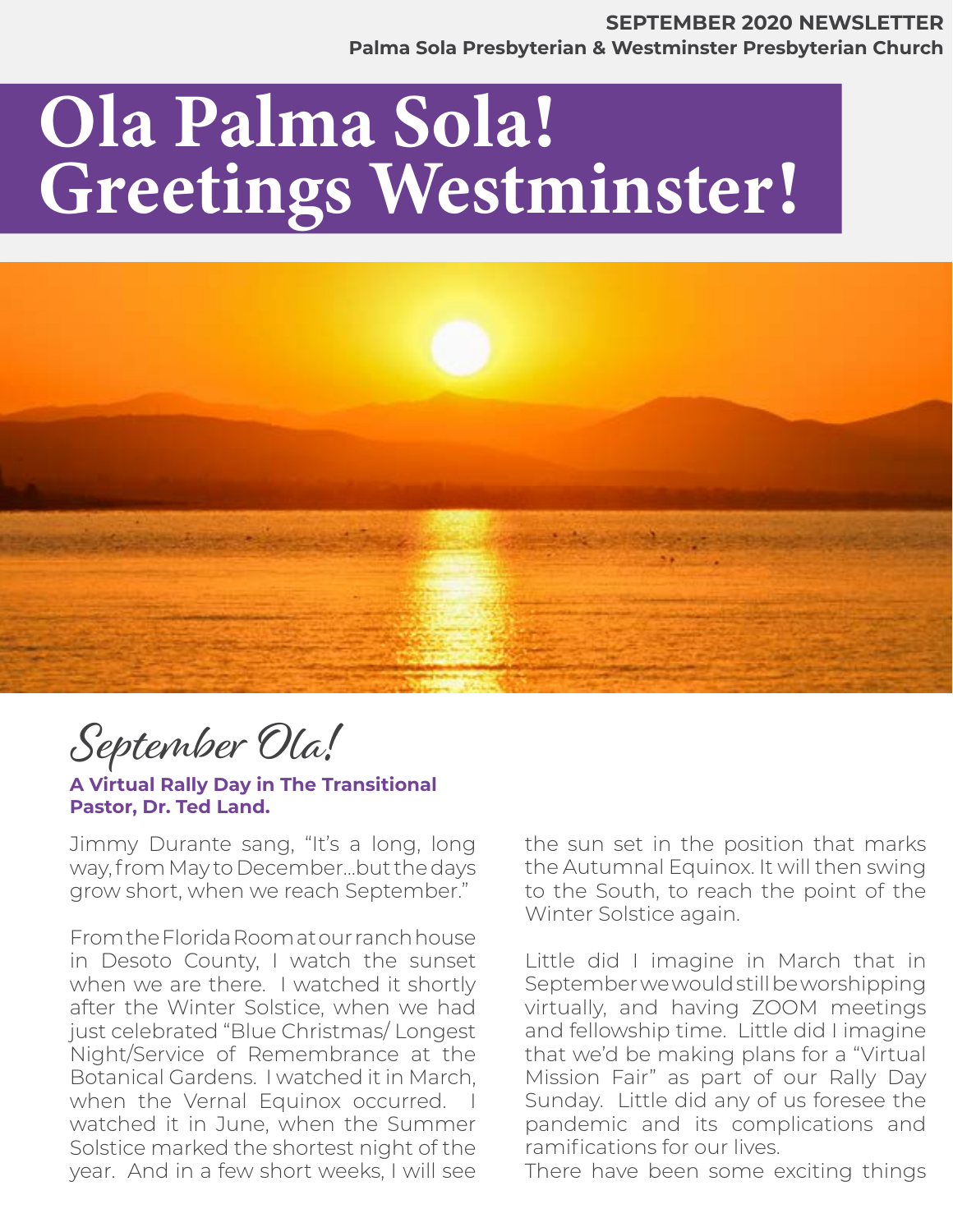**SEPTEMBER 2020 NEWSLETTER**
**Palma Sola Presbyterian & Westminster Presbyterian Church**

# Ola Palma Sola! Greetings Westminster!

## September Ola!

**A Virtual Rally Day in The Transitional Pastor, Dr. Ted Land.**

Jimmy Durante sang, "It's a long, long way, from May to December…but the days grow short, when we reach September."

From the Florida Room at our ranch house in Desoto County, I watch the sunset when we are there. I watched it shortly after the Winter Solstice, when we had just celebrated "Blue Christmas/ Longest Night/Service of Remembrance at the Botanical Gardens. I watched it in March, when the Vernal Equinox occurred. I watched it in June, when the Summer Solstice marked the shortest night of the year. And in a few short weeks, I will see the sun set in the position that marks the Autumnal Equinox. It will then swing to the South, to reach the point of the Winter Solstice again.

Little did I imagine in March that in September we would still be worshipping virtually, and having ZOOM meetings and fellowship time. Little did I imagine that we'd be making plans for a "Virtual Mission Fair" as part of our Rally Day Sunday. Little did any of us foresee the pandemic and its complications and ramifications for our lives.

There have been some exciting things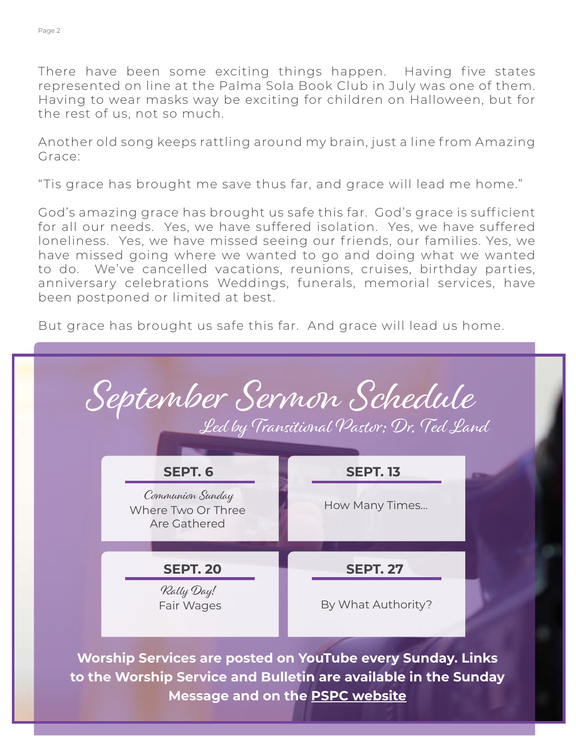There have been some exciting things happen. Having five states represented on line at the Palma Sola Book Club in July was one of them. Having to wear masks way be exciting for children on Halloween, but for the rest of us, not so much.

Another old song keeps rattling around my brain, just a line from Amazing Grace:

"Tis grace has brought me save thus far, and grace will lead me home."

God's amazing grace has brought us safe this far. God's grace is sufficient for all our needs. Yes, we have suffered isolation. Yes, we have suffered loneliness. Yes, we have missed seeing our friends, our families. Yes, we have missed going where we wanted to go and doing what we wanted to do. We've cancelled vacations, reunions, cruises, birthday parties, anniversary celebrations Weddings, funerals, memorial services, have been postponed or limited at best.

But grace has brought us safe this far. And grace will lead us home.

# September Sermon Schedule

*Led by Transitional Pastor: Dr. Ted Land*

**SEPT. 6**

*Communion Sunday*
Where Two Or Three Are Gathered

**SEPT. 13**

How Many Times...

**SEPT. 20**

*Rally Day!*
Fair Wages

**SEPT. 27**

By What Authority?

**Worship Services are posted on YouTube every Sunday. Links to the Worship Service and Bulletin are available in the Sunday Message and on the PSPC website**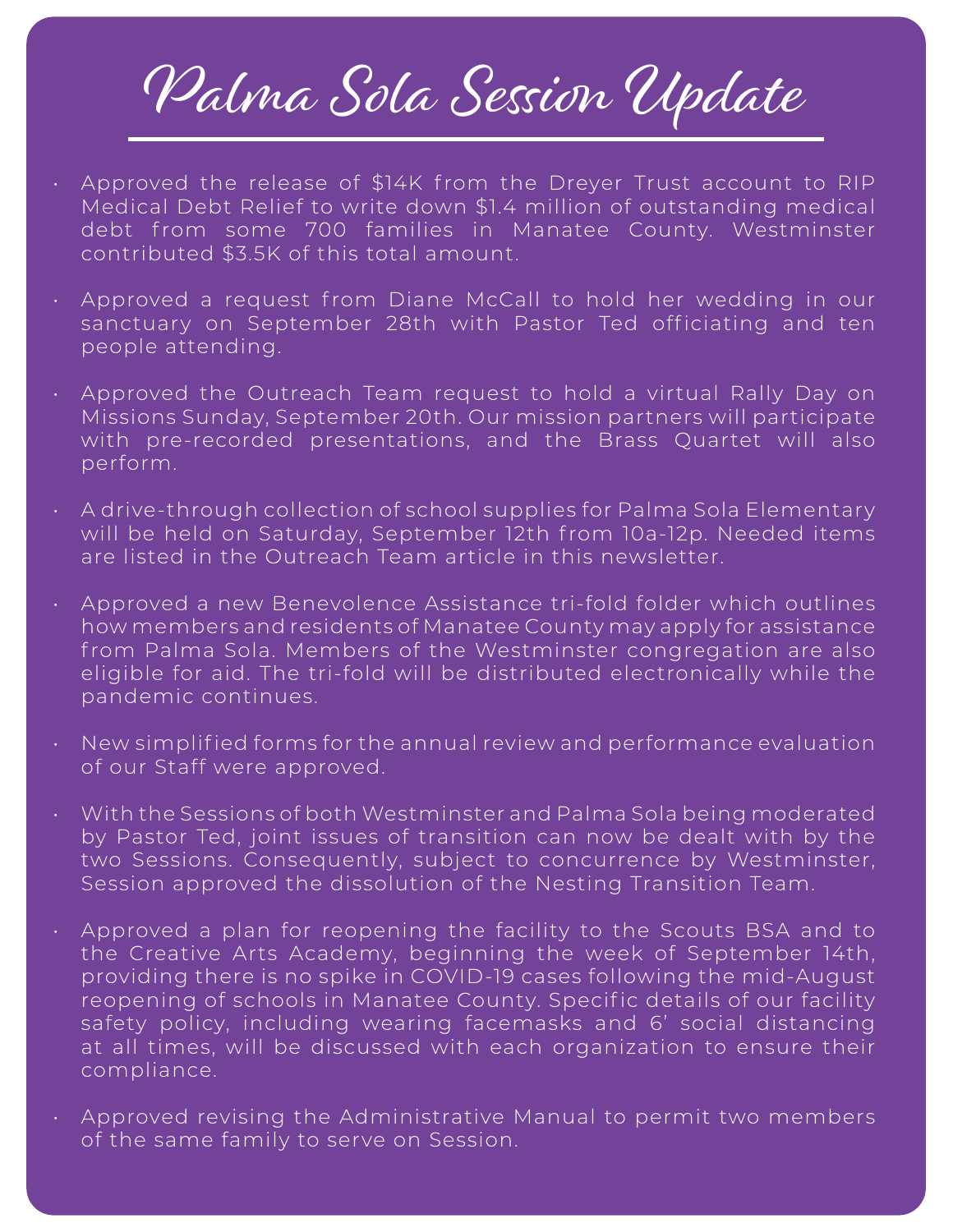# Palma Sola Session Update

- Approved the release of $14K from the Dreyer Trust account to RIP Medical Debt Relief to write down $1.4 million of outstanding medical debt from some 700 families in Manatee County. Westminster contributed $3.5K of this total amount.

- Approved a request from Diane McCall to hold her wedding in our sanctuary on September 28th with Pastor Ted officiating and ten people attending.

- Approved the Outreach Team request to hold a virtual Rally Day on Missions Sunday, September 20th. Our mission partners will participate with pre-recorded presentations, and the Brass Quartet will also perform.

- A drive-through collection of school supplies for Palma Sola Elementary will be held on Saturday, September 12th from 10a-12p. Needed items are listed in the Outreach Team article in this newsletter.

- Approved a new Benevolence Assistance tri-fold folder which outlines how members and residents of Manatee County may apply for assistance from Palma Sola. Members of the Westminster congregation are also eligible for aid. The tri-fold will be distributed electronically while the pandemic continues.

- New simplified forms for the annual review and performance evaluation of our Staff were approved.

- With the Sessions of both Westminster and Palma Sola being moderated by Pastor Ted, joint issues of transition can now be dealt with by the two Sessions. Consequently, subject to concurrence by Westminster, Session approved the dissolution of the Nesting Transition Team.

- Approved a plan for reopening the facility to the Scouts BSA and to the Creative Arts Academy, beginning the week of September 14th, providing there is no spike in COVID-19 cases following the mid-August reopening of schools in Manatee County. Specific details of our facility safety policy, including wearing facemasks and 6' social distancing at all times, will be discussed with each organization to ensure their compliance.

- Approved revising the Administrative Manual to permit two members of the same family to serve on Session.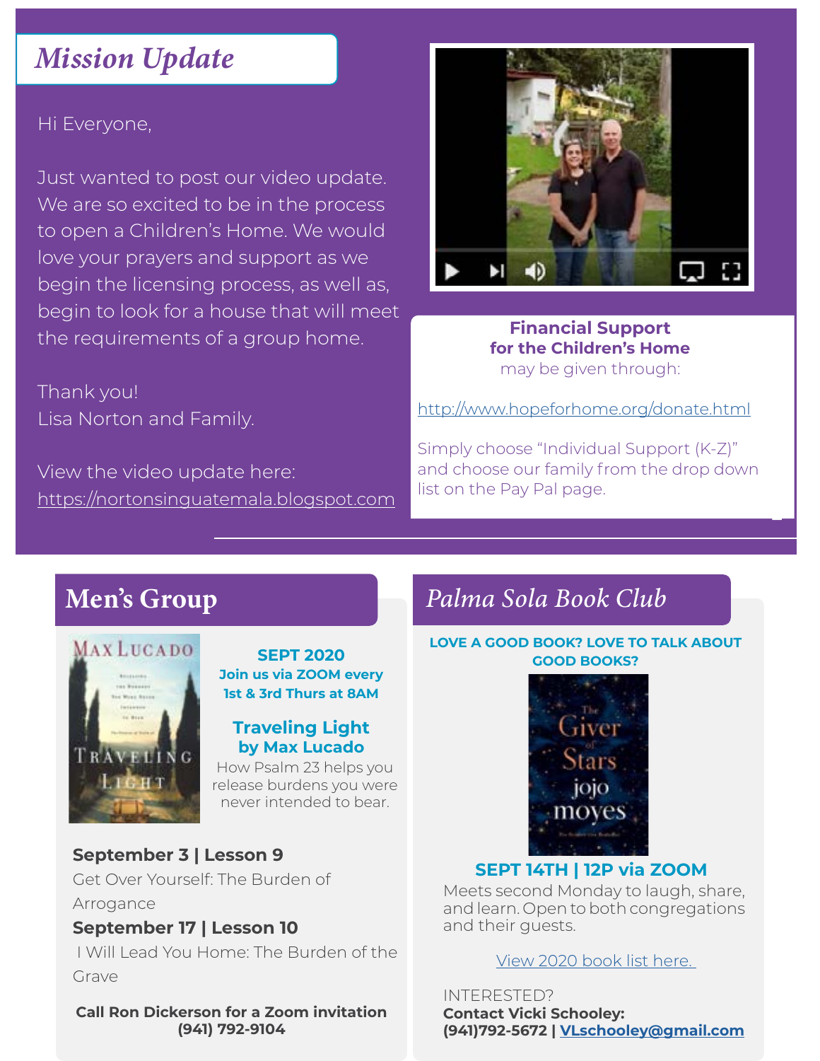## *Mission Update*

Hi Everyone,

Just wanted to post our video update. We are so excited to be in the process to open a Children's Home. We would love your prayers and support as we begin the licensing process, as well as, begin to look for a house that will meet the requirements of a group home.

Thank you!
Lisa Norton and Family.

View the video update here:
https://nortonsinguatemala.blogspot.com

**Financial Support**
**for the Children's Home**
may be given through:

http://www.hopeforhome.org/donate.html

Simply choose "Individual Support (K-Z)" and choose our family from the drop down list on the Pay Pal page.

## Men's Group

**SEPT 2020**
**Join us via ZOOM every 1st & 3rd Thurs at 8AM**

**Traveling Light by Max Lucado**
How Psalm 23 helps you release burdens you were never intended to bear.

**September 3 | Lesson 9**
Get Over Yourself: The Burden of Arrogance

**September 17 | Lesson 10**
I Will Lead You Home: The Burden of the Grave

**Call Ron Dickerson for a Zoom invitation**
**(941) 792-9104**

## *Palma Sola Book Club*

**LOVE A GOOD BOOK? LOVE TO TALK ABOUT GOOD BOOKS?**

**SEPT 14TH | 12P via ZOOM**

Meets second Monday to laugh, share, and learn. Open to both congregations and their guests.

View 2020 book list here.

INTERESTED?
**Contact Vicki Schooley:**
**(941)792-5672 | VLschooley@gmail.com**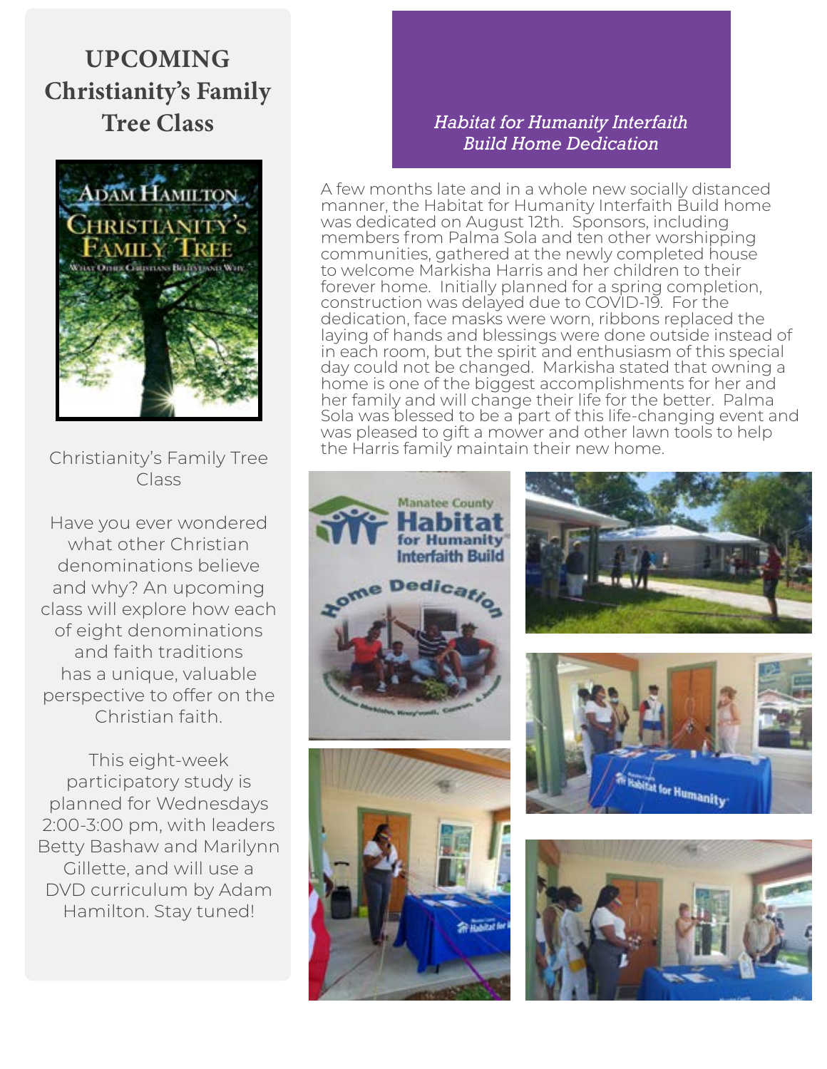## UPCOMING Christianity's Family Tree Class

Christianity's Family Tree Class

Have you ever wondered what other Christian denominations believe and why? An upcoming class will explore how each of eight denominations and faith traditions has a unique, valuable perspective to offer on the Christian faith.

This eight-week participatory study is planned for Wednesdays 2:00-3:00 pm, with leaders Betty Bashaw and Marilynn Gillette, and will use a DVD curriculum by Adam Hamilton. Stay tuned!

## *Habitat for Humanity Interfaith Build Home Dedication*

A few months late and in a whole new socially distanced manner, the Habitat for Humanity Interfaith Build home was dedicated on August 12th. Sponsors, including members from Palma Sola and ten other worshipping communities, gathered at the newly completed house to welcome Markisha Harris and her children to their forever home. Initially planned for a spring completion, construction was delayed due to COVID-19. For the dedication, face masks were worn, ribbons replaced the laying of hands and blessings were done outside instead of in each room, but the spirit and enthusiasm of this special day could not be changed. Markisha stated that owning a home is one of the biggest accomplishments for her and her family and will change their life for the better. Palma Sola was blessed to be a part of this life-changing event and was pleased to gift a mower and other lawn tools to help the Harris family maintain their new home.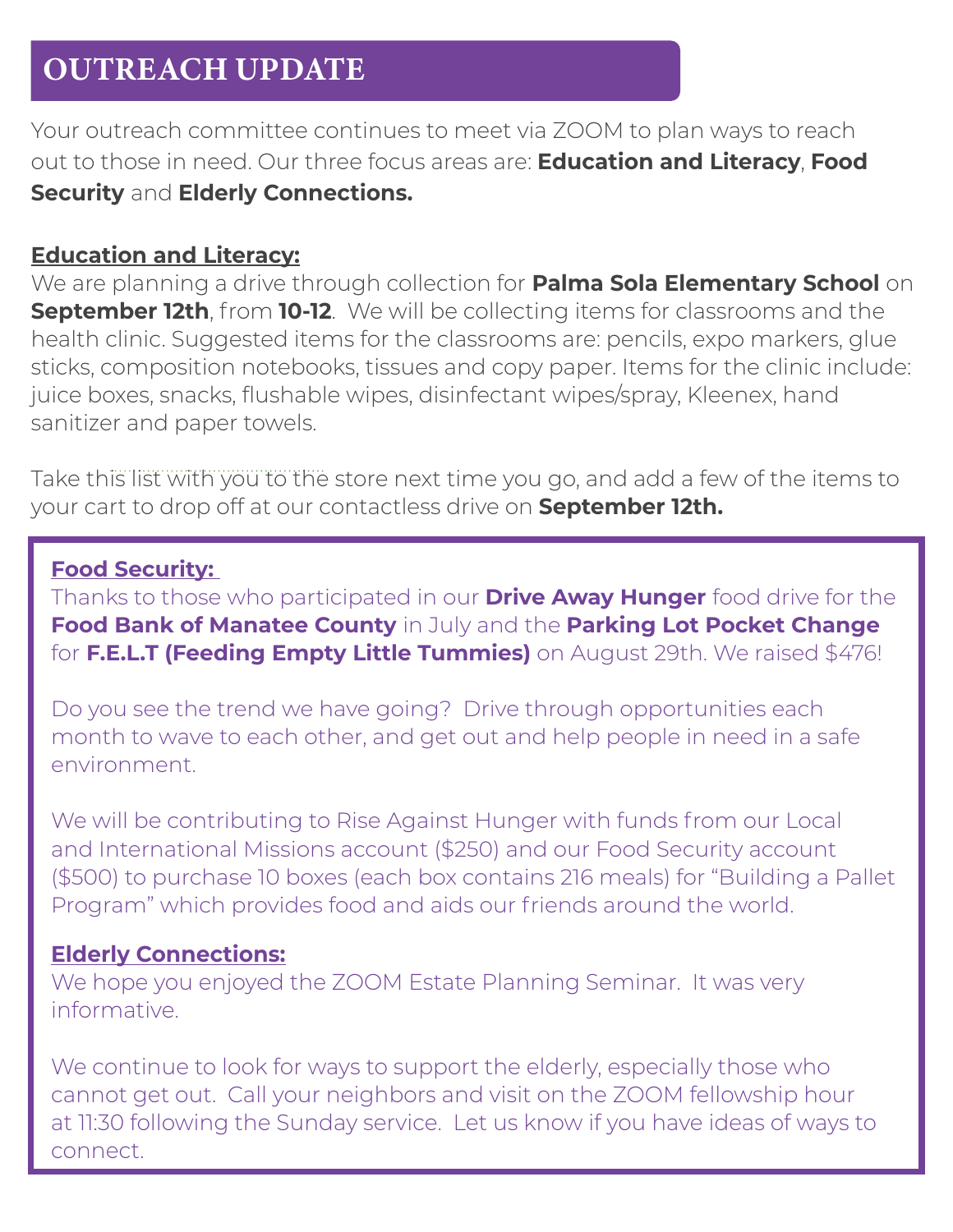# OUTREACH UPDATE

Your outreach committee continues to meet via ZOOM to plan ways to reach out to those in need. Our three focus areas are: **Education and Literacy**, **Food Security** and **Elderly Connections.**

**Education and Literacy:**

We are planning a drive through collection for **Palma Sola Elementary School** on **September 12th**, from **10-12**. We will be collecting items for classrooms and the health clinic. Suggested items for the classrooms are: pencils, expo markers, glue sticks, composition notebooks, tissues and copy paper. Items for the clinic include: juice boxes, snacks, flushable wipes, disinfectant wipes/spray, Kleenex, hand sanitizer and paper towels.

Take this list with you to the store next time you go, and add a few of the items to your cart to drop off at our contactless drive on **September 12th.**

**Food Security:**

Thanks to those who participated in our **Drive Away Hunger** food drive for the **Food Bank of Manatee County** in July and the **Parking Lot Pocket Change** for **F.E.L.T (Feeding Empty Little Tummies)** on August 29th. We raised $476!

Do you see the trend we have going? Drive through opportunities each month to wave to each other, and get out and help people in need in a safe environment.

We will be contributing to Rise Against Hunger with funds from our Local and International Missions account ($250) and our Food Security account ($500) to purchase 10 boxes (each box contains 216 meals) for "Building a Pallet Program" which provides food and aids our friends around the world.

**Elderly Connections:**

We hope you enjoyed the ZOOM Estate Planning Seminar. It was very informative.

We continue to look for ways to support the elderly, especially those who cannot get out. Call your neighbors and visit on the ZOOM fellowship hour at 11:30 following the Sunday service. Let us know if you have ideas of ways to connect.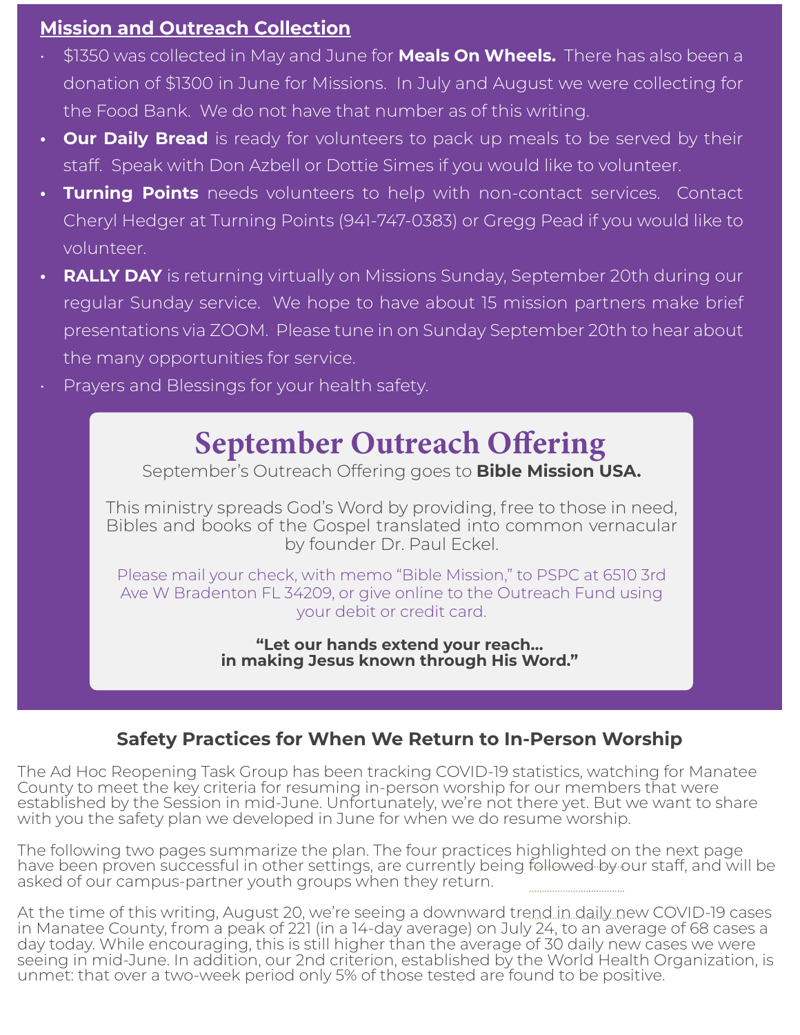## Mission and Outreach Collection

- $1350 was collected in May and June for **Meals On Wheels.** There has also been a donation of $1300 in June for Missions. In July and August we were collecting for the Food Bank. We do not have that number as of this writing.
- **Our Daily Bread** is ready for volunteers to pack up meals to be served by their staff. Speak with Don Azbell or Dottie Simes if you would like to volunteer.
- **Turning Points** needs volunteers to help with non-contact services. Contact Cheryl Hedger at Turning Points (941-747-0383) or Gregg Pead if you would like to volunteer.
- **RALLY DAY** is returning virtually on Missions Sunday, September 20th during our regular Sunday service. We hope to have about 15 mission partners make brief presentations via ZOOM. Please tune in on Sunday September 20th to hear about the many opportunities for service.
- Prayers and Blessings for your health safety.

## September Outreach Offering

September's Outreach Offering goes to **Bible Mission USA.**

This ministry spreads God's Word by providing, free to those in need, Bibles and books of the Gospel translated into common vernacular by founder Dr. Paul Eckel.

Please mail your check, with memo "Bible Mission," to PSPC at 6510 3rd Ave W Bradenton FL 34209, or give online to the Outreach Fund using your debit or credit card.

**"Let our hands extend your reach... in making Jesus known through His Word."**

### Safety Practices for When We Return to In-Person Worship

The Ad Hoc Reopening Task Group has been tracking COVID-19 statistics, watching for Manatee County to meet the key criteria for resuming in-person worship for our members that were established by the Session in mid-June. Unfortunately, we're not there yet. But we want to share with you the safety plan we developed in June for when we do resume worship.

The following two pages summarize the plan. The four practices highlighted on the next page have been proven successful in other settings, are currently being followed by our staff, and will be asked of our campus-partner youth groups when they return.

At the time of this writing, August 20, we're seeing a downward trend in daily new COVID-19 cases in Manatee County, from a peak of 221 (in a 14-day average) on July 24, to an average of 68 cases a day today. While encouraging, this is still higher than the average of 30 daily new cases we were seeing in mid-June. In addition, our 2nd criterion, established by the World Health Organization, is unmet: that over a two-week period only 5% of those tested are found to be positive.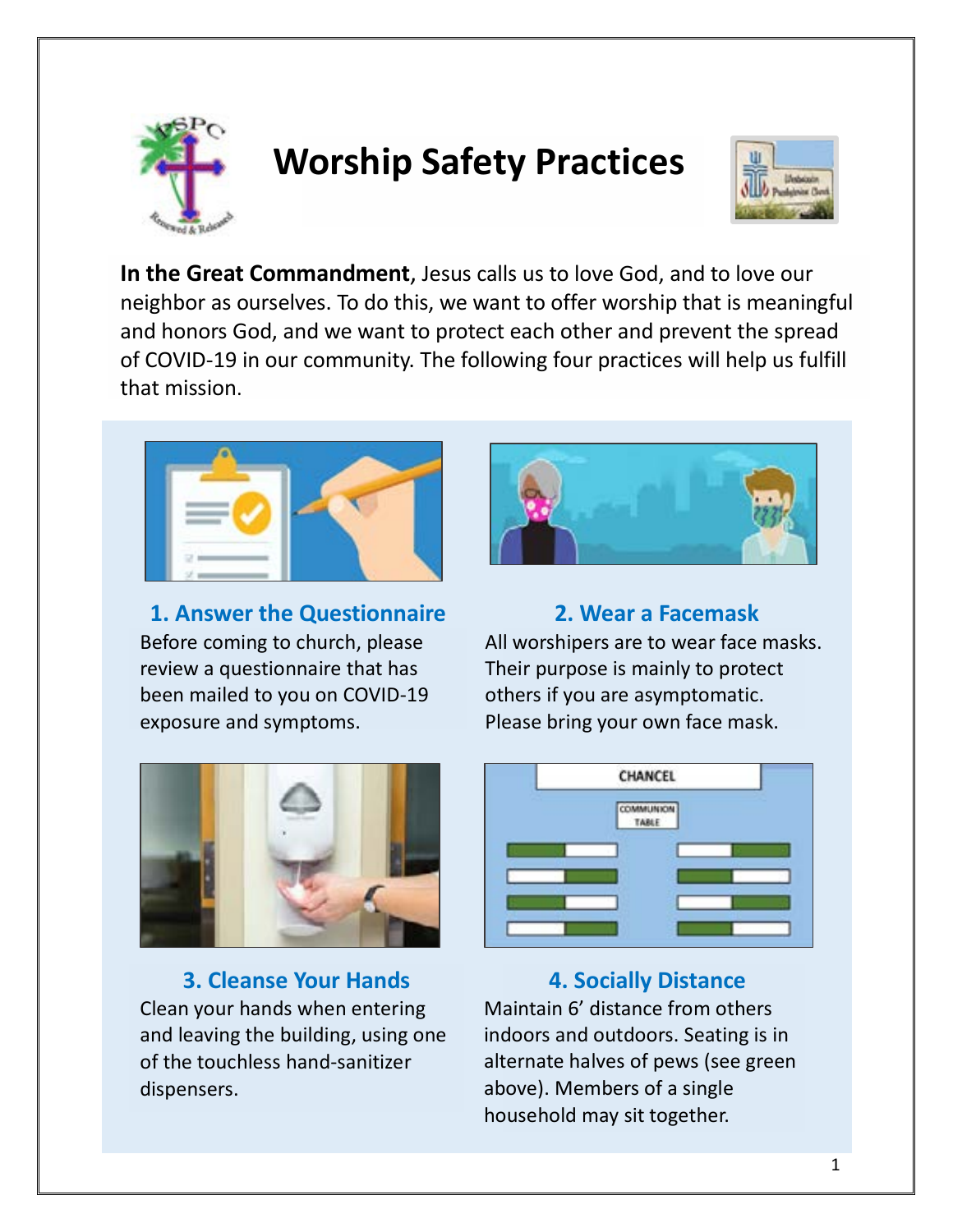# Worship Safety Practices

**In the Great Commandment**, Jesus calls us to love God, and to love our neighbor as ourselves. To do this, we want to offer worship that is meaningful and honors God, and we want to protect each other and prevent the spread of COVID-19 in our community. The following four practices will help us fulfill that mission.

### 1. Answer the Questionnaire

Before coming to church, please review a questionnaire that has been mailed to you on COVID-19 exposure and symptoms.

### 2. Wear a Facemask

All worshipers are to wear face masks. Their purpose is mainly to protect others if you are asymptomatic. Please bring your own face mask.

### 3. Cleanse Your Hands

Clean your hands when entering and leaving the building, using one of the touchless hand-sanitizer dispensers.

### 4. Socially Distance

Maintain 6' distance from others indoors and outdoors. Seating is in alternate halves of pews (see green above). Members of a single household may sit together.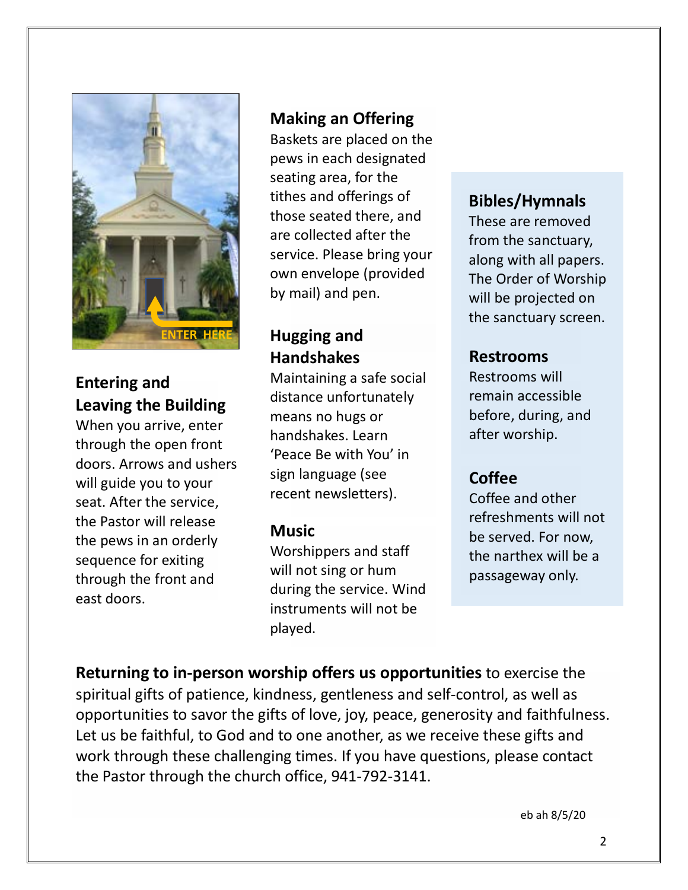## Entering and Leaving the Building

When you arrive, enter through the open front doors. Arrows and ushers will guide you to your seat. After the service, the Pastor will release the pews in an orderly sequence for exiting through the front and east doors.

## Making an Offering

Baskets are placed on the pews in each designated seating area, for the tithes and offerings of those seated there, and are collected after the service. Please bring your own envelope (provided by mail) and pen.

## Hugging and Handshakes

Maintaining a safe social distance unfortunately means no hugs or handshakes. Learn 'Peace Be with You' in sign language (see recent newsletters).

## Music

Worshippers and staff will not sing or hum during the service. Wind instruments will not be played.

## Bibles/Hymnals

These are removed from the sanctuary, along with all papers. The Order of Worship will be projected on the sanctuary screen.

## Restrooms

Restrooms will remain accessible before, during, and after worship.

## Coffee

Coffee and other refreshments will not be served. For now, the narthex will be a passageway only.

**Returning to in-person worship offers us opportunities** to exercise the spiritual gifts of patience, kindness, gentleness and self-control, as well as opportunities to savor the gifts of love, joy, peace, generosity and faithfulness. Let us be faithful, to God and to one another, as we receive these gifts and work through these challenging times. If you have questions, please contact the Pastor through the church office, 941-792-3141.

eb ah 8/5/20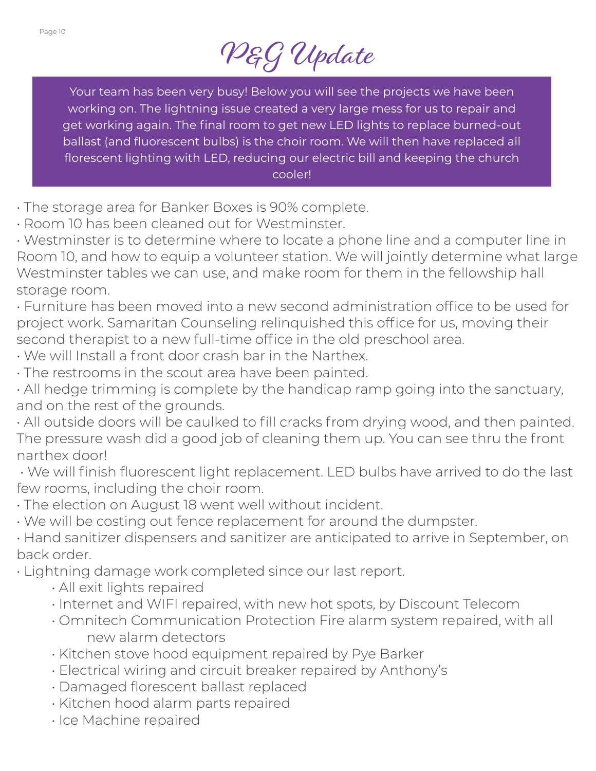# P&G Update

Your team has been very busy! Below you will see the projects we have been working on. The lightning issue created a very large mess for us to repair and get working again. The final room to get new LED lights to replace burned-out ballast (and fluorescent bulbs) is the choir room. We will then have replaced all florescent lighting with LED, reducing our electric bill and keeping the church cooler!

- The storage area for Banker Boxes is 90% complete.
- Room 10 has been cleaned out for Westminster.
- Westminster is to determine where to locate a phone line and a computer line in Room 10, and how to equip a volunteer station. We will jointly determine what large Westminster tables we can use, and make room for them in the fellowship hall storage room.
- Furniture has been moved into a new second administration office to be used for project work. Samaritan Counseling relinquished this office for us, moving their second therapist to a new full-time office in the old preschool area.
- We will Install a front door crash bar in the Narthex.
- The restrooms in the scout area have been painted.
- All hedge trimming is complete by the handicap ramp going into the sanctuary, and on the rest of the grounds.
- All outside doors will be caulked to fill cracks from drying wood, and then painted. The pressure wash did a good job of cleaning them up. You can see thru the front narthex door!
- We will finish fluorescent light replacement. LED bulbs have arrived to do the last few rooms, including the choir room.
- The election on August 18 went well without incident.
- We will be costing out fence replacement for around the dumpster.
- Hand sanitizer dispensers and sanitizer are anticipated to arrive in September, on back order.
- Lightning damage work completed since our last report.
  - All exit lights repaired
  - Internet and WIFI repaired, with new hot spots, by Discount Telecom
  - Omnitech Communication Protection Fire alarm system repaired, with all new alarm detectors
  - Kitchen stove hood equipment repaired by Pye Barker
  - Electrical wiring and circuit breaker repaired by Anthony's
  - Damaged florescent ballast replaced
  - Kitchen hood alarm parts repaired
  - Ice Machine repaired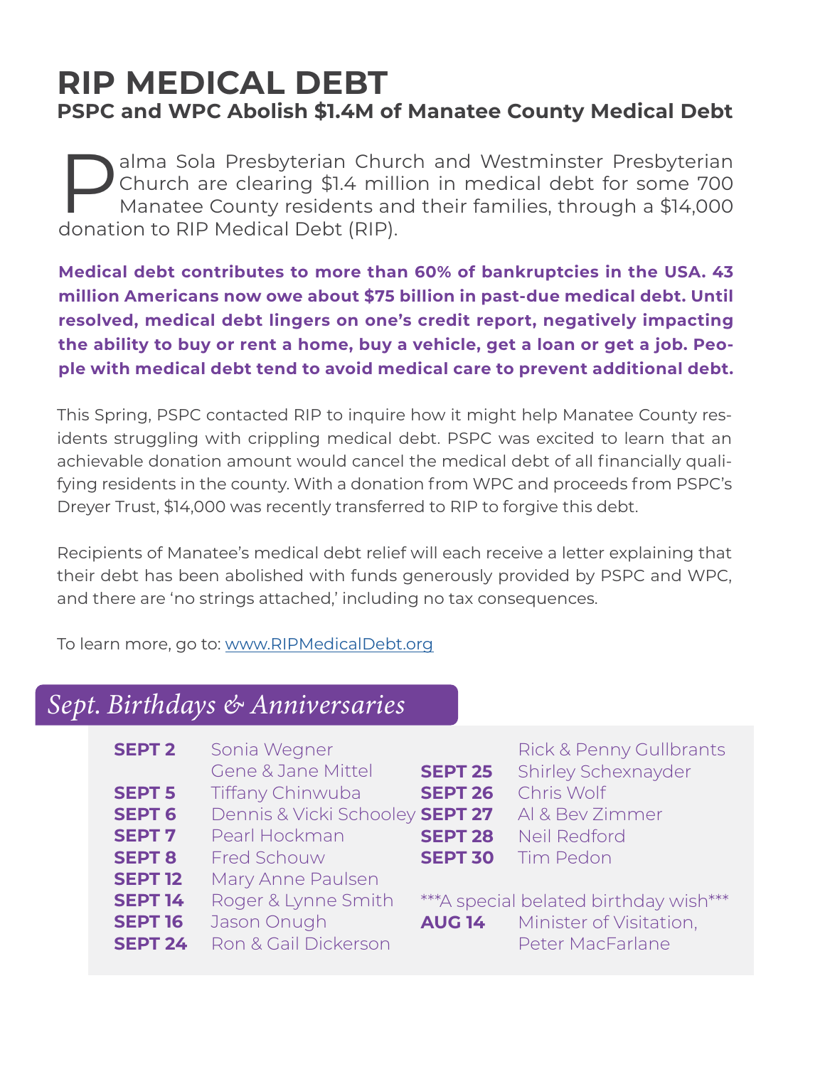# RIP MEDICAL DEBT

## PSPC and WPC Abolish $1.4M of Manatee County Medical Debt

Palma Sola Presbyterian Church and Westminster Presbyterian Church are clearing $1.4 million in medical debt for some 700 Manatee County residents and their families, through a $14,000 donation to RIP Medical Debt (RIP).

**Medical debt contributes to more than 60% of bankruptcies in the USA. 43 million Americans now owe about $75 billion in past-due medical debt. Until resolved, medical debt lingers on one's credit report, negatively impacting the ability to buy or rent a home, buy a vehicle, get a loan or get a job. People with medical debt tend to avoid medical care to prevent additional debt.**

This Spring, PSPC contacted RIP to inquire how it might help Manatee County residents struggling with crippling medical debt. PSPC was excited to learn that an achievable donation amount would cancel the medical debt of all financially qualifying residents in the county. With a donation from WPC and proceeds from PSPC's Dreyer Trust, $14,000 was recently transferred to RIP to forgive this debt.

Recipients of Manatee's medical debt relief will each receive a letter explaining that their debt has been abolished with funds generously provided by PSPC and WPC, and there are 'no strings attached,' including no tax consequences.

To learn more, go to: www.RIPMedicalDebt.org

## *Sept. Birthdays & Anniversaries*

| | |
|---|---|
| **SEPT 2** | Sonia Wegner |
| | Gene & Jane Mittel |
| **SEPT 5** | Tiffany Chinwuba |
| **SEPT 6** | Dennis & Vicki Schooley |
| **SEPT 7** | Pearl Hockman |
| **SEPT 8** | Fred Schouw |
| **SEPT 12** | Mary Anne Paulsen |
| **SEPT 14** | Roger & Lynne Smith |
| **SEPT 16** | Jason Onugh |
| **SEPT 24** | Ron & Gail Dickerson |
| | Rick & Penny Gullbrants |
| **SEPT 25** | Shirley Schexnayder |
| **SEPT 26** | Chris Wolf |
| **SEPT 27** | Al & Bev Zimmer |
| **SEPT 28** | Neil Redford |
| **SEPT 30** | Tim Pedon |

***A special belated birthday wish***

**AUG 14** Minister of Visitation, Peter MacFarlane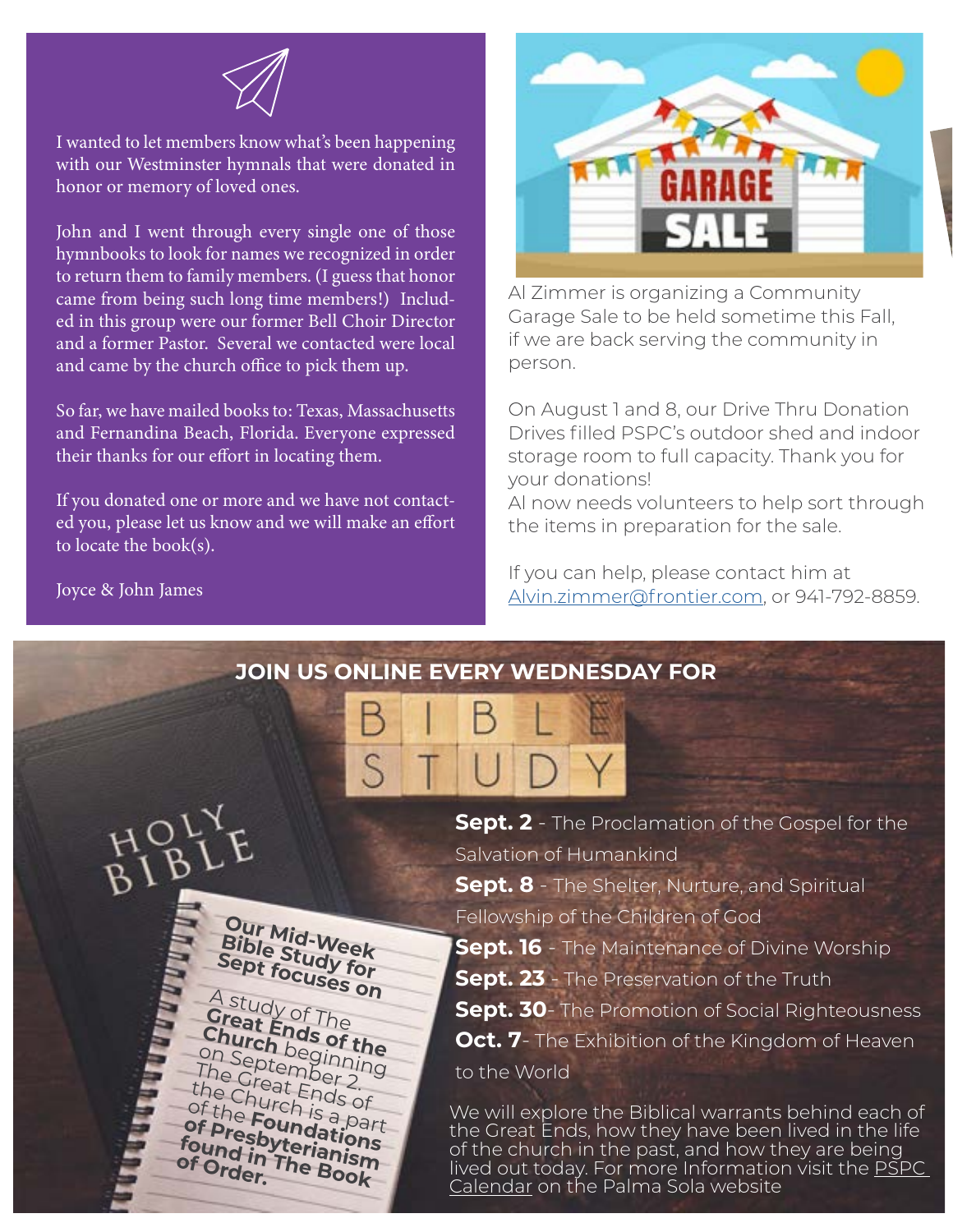I wanted to let members know what's been happening with our Westminster hymnals that were donated in honor or memory of loved ones.

John and I went through every single one of those hymnbooks to look for names we recognized in order to return them to family members. (I guess that honor came from being such long time members!) Included in this group were our former Bell Choir Director and a former Pastor. Several we contacted were local and came by the church office to pick them up.

So far, we have mailed books to: Texas, Massachusetts and Fernandina Beach, Florida. Everyone expressed their thanks for our effort in locating them.

If you donated one or more and we have not contacted you, please let us know and we will make an effort to locate the book(s).

Joyce & John James

## GARAGE SALE

Al Zimmer is organizing a Community Garage Sale to be held sometime this Fall, if we are back serving the community in person.

On August 1 and 8, our Drive Thru Donation Drives filled PSPC's outdoor shed and indoor storage room to full capacity. Thank you for your donations!
Al now needs volunteers to help sort through the items in preparation for the sale.

If you can help, please contact him at Alvin.zimmer@frontier.com, or 941-792-8859.

## JOIN US ONLINE EVERY WEDNESDAY FOR BIBLE STUDY

**Our Mid-Week Bible Study for Sept focuses on**

A study of The **Great Ends of the Church** beginning on September 2. The Great Ends of the Church is a part of the **Foundations of Presbyterianism found in The Book of Order.**

**Sept. 2** - The Proclamation of the Gospel for the Salvation of Humankind
**Sept. 8** - The Shelter, Nurture, and Spiritual Fellowship of the Children of God
**Sept. 16** - The Maintenance of Divine Worship
**Sept. 23** - The Preservation of the Truth
**Sept. 30** - The Promotion of Social Righteousness
**Oct. 7** - The Exhibition of the Kingdom of Heaven to the World

We will explore the Biblical warrants behind each of the Great Ends, how they have been lived in the life of the church in the past, and how they are being lived out today. For more Information visit the PSPC Calendar on the Palma Sola website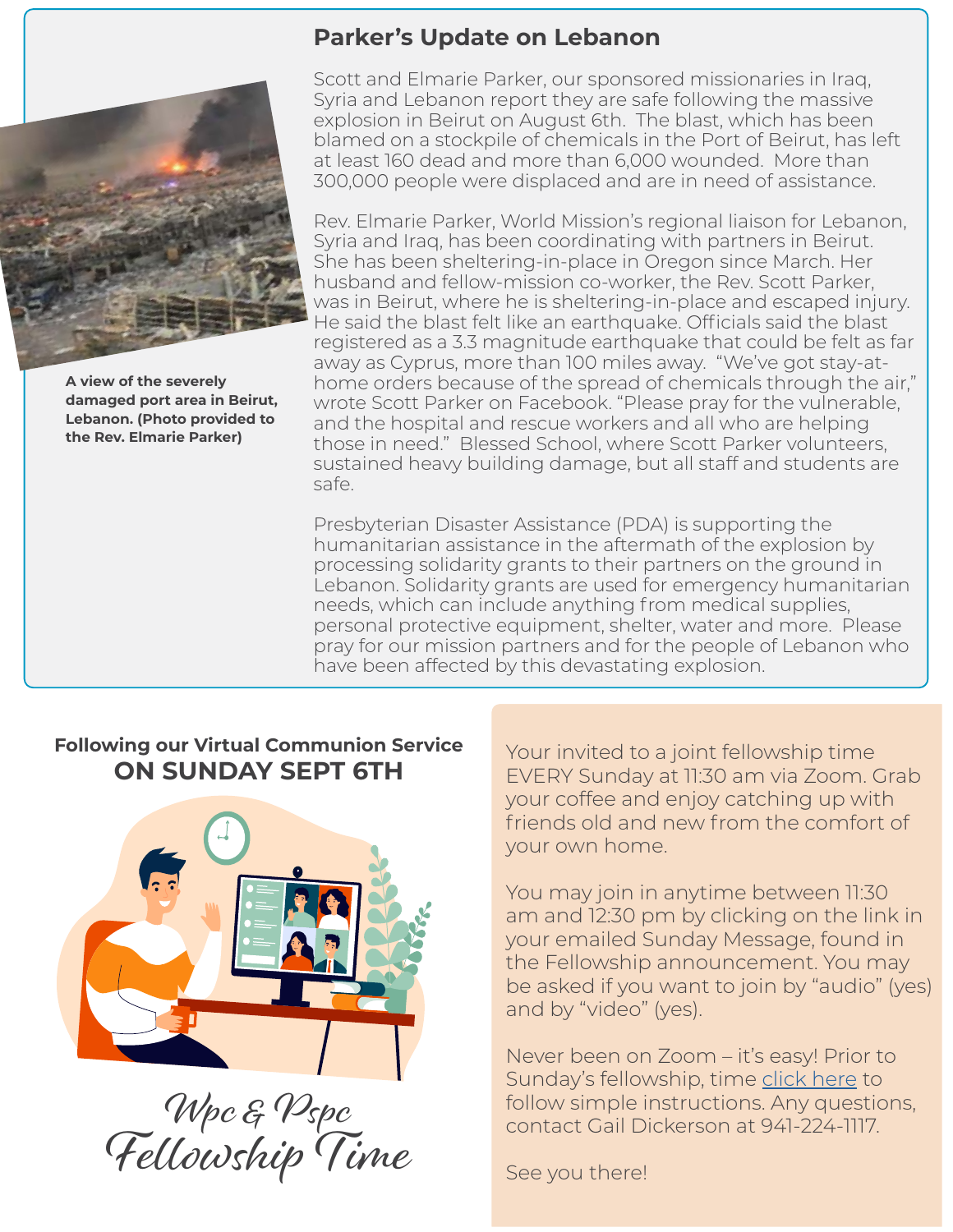## Parker's Update on Lebanon

A view of the severely damaged port area in Beirut, Lebanon. (Photo provided to the Rev. Elmarie Parker)

Scott and Elmarie Parker, our sponsored missionaries in Iraq, Syria and Lebanon report they are safe following the massive explosion in Beirut on August 6th. The blast, which has been blamed on a stockpile of chemicals in the Port of Beirut, has left at least 160 dead and more than 6,000 wounded. More than 300,000 people were displaced and are in need of assistance.

Rev. Elmarie Parker, World Mission's regional liaison for Lebanon, Syria and Iraq, has been coordinating with partners in Beirut. She has been sheltering-in-place in Oregon since March. Her husband and fellow-mission co-worker, the Rev. Scott Parker, was in Beirut, where he is sheltering-in-place and escaped injury. He said the blast felt like an earthquake. Officials said the blast registered as a 3.3 magnitude earthquake that could be felt as far away as Cyprus, more than 100 miles away. "We've got stay-at-home orders because of the spread of chemicals through the air," wrote Scott Parker on Facebook. "Please pray for the vulnerable, and the hospital and rescue workers and all who are helping those in need." Blessed School, where Scott Parker volunteers, sustained heavy building damage, but all staff and students are safe.

Presbyterian Disaster Assistance (PDA) is supporting the humanitarian assistance in the aftermath of the explosion by processing solidarity grants to their partners on the ground in Lebanon. Solidarity grants are used for emergency humanitarian needs, which can include anything from medical supplies, personal protective equipment, shelter, water and more. Please pray for our mission partners and for the people of Lebanon who have been affected by this devastating explosion.

**Following our Virtual Communion Service**
**ON SUNDAY SEPT 6TH**

*Wpc & Pspc Fellowship Time*

Your invited to a joint fellowship time EVERY Sunday at 11:30 am via Zoom. Grab your coffee and enjoy catching up with friends old and new from the comfort of your own home.

You may join in anytime between 11:30 am and 12:30 pm by clicking on the link in your emailed Sunday Message, found in the Fellowship announcement. You may be asked if you want to join by "audio" (yes) and by "video" (yes).

Never been on Zoom – it's easy! Prior to Sunday's fellowship, time click here to follow simple instructions. Any questions, contact Gail Dickerson at 941-224-1117.

See you there!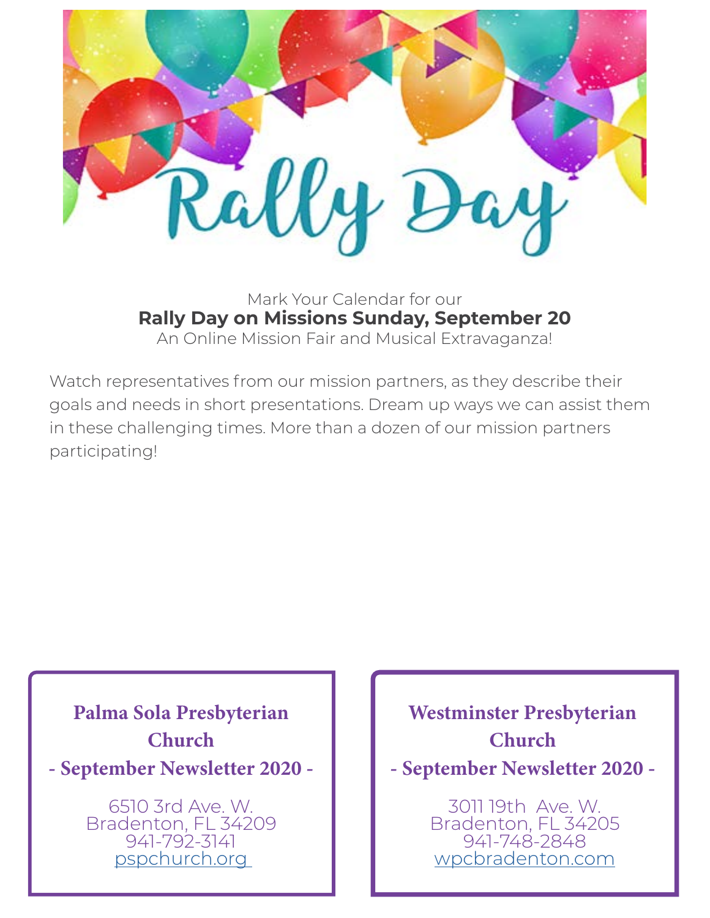# Rally Day

Mark Your Calendar for our

**Rally Day on Missions Sunday, September 20**

An Online Mission Fair and Musical Extravaganza!

Watch representatives from our mission partners, as they describe their goals and needs in short presentations. Dream up ways we can assist them in these challenging times. More than a dozen of our mission partners participating!

**Palma Sola Presbyterian Church**
**- September Newsletter 2020 -**

6510 3rd Ave. W.
Bradenton, FL 34209
941-792-3141
pspchurch.org

**Westminster Presbyterian Church**
**- September Newsletter 2020 -**

3011 19th Ave. W.
Bradenton, FL 34205
941-748-2848
wpcbradenton.com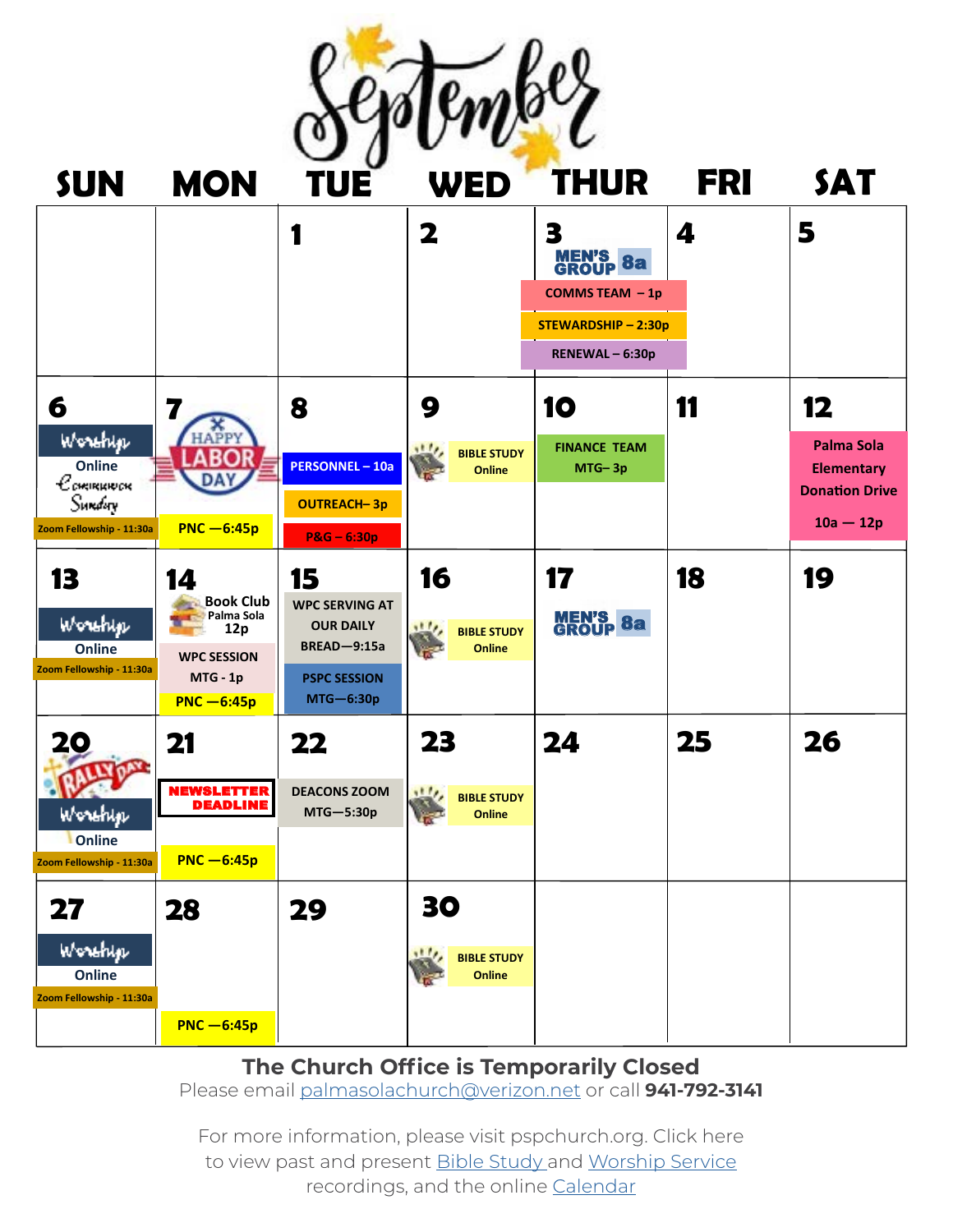# September

| SUN | MON | TUE | WED | THUR | FRI | SAT |
| --- | --- | --- | --- | --- | --- | --- |
| | | 1 | 2 | 3 MEN'S GROUP 8a; COMMS TEAM – 1p; STEWARDSHIP – 2:30p; RENEWAL – 6:30p | 4 | 5 |
| 6 Worship Online; Communion Sunday; Zoom Fellowship - 11:30a | 7 HAPPY LABOR DAY; PNC —6:45p | 8 PERSONNEL – 10a; OUTREACH– 3p; P&G – 6:30p | 9 BIBLE STUDY Online | 10 FINANCE TEAM MTG– 3p | 11 | 12 Palma Sola Elementary Donation Drive 10a — 12p |
| 13 Worship Online; Zoom Fellowship - 11:30a | 14 Book Club Palma Sola 12p; WPC SESSION MTG - 1p; PNC —6:45p | 15 WPC SERVING AT OUR DAILY BREAD—9:15a; PSPC SESSION MTG—6:30p | 16 BIBLE STUDY Online | 17 MEN'S GROUP 8a | 18 | 19 |
| 20 RALLY DAY; Worship Online; Zoom Fellowship - 11:30a | 21 NEWSLETTER DEADLINE; PNC —6:45p | 22 DEACONS ZOOM MTG—5:30p | 23 BIBLE STUDY Online | 24 | 25 | 26 |
| 27 Worship Online; Zoom Fellowship - 11:30a | 28 PNC —6:45p | 29 | 30 BIBLE STUDY Online | | | |

**The Church Office is Temporarily Closed**

Please email palmasolachurch@verizon.net or call **941-792-3141**

For more information, please visit pspchurch.org. Click here to view past and present Bible Study and Worship Service recordings, and the online Calendar